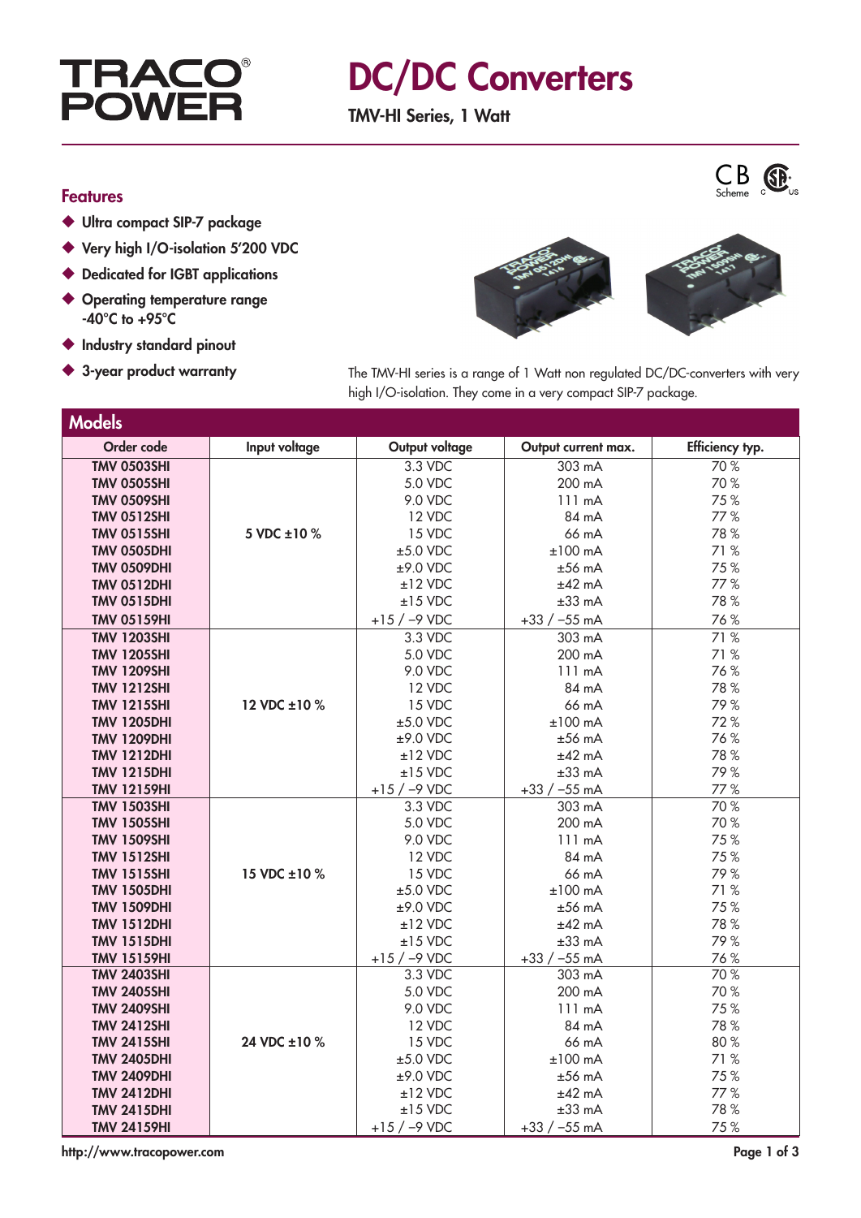# TRACO POWER

# DC/DC Converters

## TMV-HI Series, 1 Watt

CB Scheme

### Features

- Ultra compact SIP-7 package
- Very high I/O-isolation 5'200 VDC
- Dedicated for IGBT applications
- Operating temperature range -40°C to +95°C
- Industry standard pinout
- 3-year product warranty

The TMV-HI series is a range of 1 Watt non regulated DC/DC-converters with very high I/O-isolation. They come in a very compact SIP-7 package.

### Models

| Order code | Input voltage | Output voltage | Output current max. | Efficiency typ. |
|---|---|---|---|---|
| TMV 0503SHI | 5 VDC ±10 % | 3.3 VDC | 303 mA | 70 % |
| TMV 0505SHI | | 5.0 VDC | 200 mA | 70 % |
| TMV 0509SHI | | 9.0 VDC | 111 mA | 75 % |
| TMV 0512SHI | | 12 VDC | 84 mA | 77 % |
| TMV 0515SHI | | 15 VDC | 66 mA | 78 % |
| TMV 0505DHI | | ±5.0 VDC | ±100 mA | 71 % |
| TMV 0509DHI | | ±9.0 VDC | ±56 mA | 75 % |
| TMV 0512DHI | | ±12 VDC | ±42 mA | 77 % |
| TMV 0515DHI | | ±15 VDC | ±33 mA | 78 % |
| TMV 05159HI | | +15 / –9 VDC | +33 / –55 mA | 76 % |
| TMV 1203SHI | 12 VDC ±10 % | 3.3 VDC | 303 mA | 71 % |
| TMV 1205SHI | | 5.0 VDC | 200 mA | 71 % |
| TMV 1209SHI | | 9.0 VDC | 111 mA | 76 % |
| TMV 1212SHI | | 12 VDC | 84 mA | 78 % |
| TMV 1215SHI | | 15 VDC | 66 mA | 79 % |
| TMV 1205DHI | | ±5.0 VDC | ±100 mA | 72 % |
| TMV 1209DHI | | ±9.0 VDC | ±56 mA | 76 % |
| TMV 1212DHI | | ±12 VDC | ±42 mA | 78 % |
| TMV 1215DHI | | ±15 VDC | ±33 mA | 79 % |
| TMV 12159HI | | +15 / –9 VDC | +33 / –55 mA | 77 % |
| TMV 1503SHI | 15 VDC ±10 % | 3.3 VDC | 303 mA | 70 % |
| TMV 1505SHI | | 5.0 VDC | 200 mA | 70 % |
| TMV 1509SHI | | 9.0 VDC | 111 mA | 75 % |
| TMV 1512SHI | | 12 VDC | 84 mA | 75 % |
| TMV 1515SHI | | 15 VDC | 66 mA | 79 % |
| TMV 1505DHI | | ±5.0 VDC | ±100 mA | 71 % |
| TMV 1509DHI | | ±9.0 VDC | ±56 mA | 75 % |
| TMV 1512DHI | | ±12 VDC | ±42 mA | 78 % |
| TMV 1515DHI | | ±15 VDC | ±33 mA | 79 % |
| TMV 15159HI | | +15 / –9 VDC | +33 / –55 mA | 76 % |
| TMV 2403SHI | 24 VDC ±10 % | 3.3 VDC | 303 mA | 70 % |
| TMV 2405SHI | | 5.0 VDC | 200 mA | 70 % |
| TMV 2409SHI | | 9.0 VDC | 111 mA | 75 % |
| TMV 2412SHI | | 12 VDC | 84 mA | 78 % |
| TMV 2415SHI | | 15 VDC | 66 mA | 80 % |
| TMV 2405DHI | | ±5.0 VDC | ±100 mA | 71 % |
| TMV 2409DHI | | ±9.0 VDC | ±56 mA | 75 % |
| TMV 2412DHI | | ±12 VDC | ±42 mA | 77 % |
| TMV 2415DHI | | ±15 VDC | ±33 mA | 78 % |
| TMV 24159HI | | +15 / –9 VDC | +33 / –55 mA | 75 % |

http://www.tracopower.com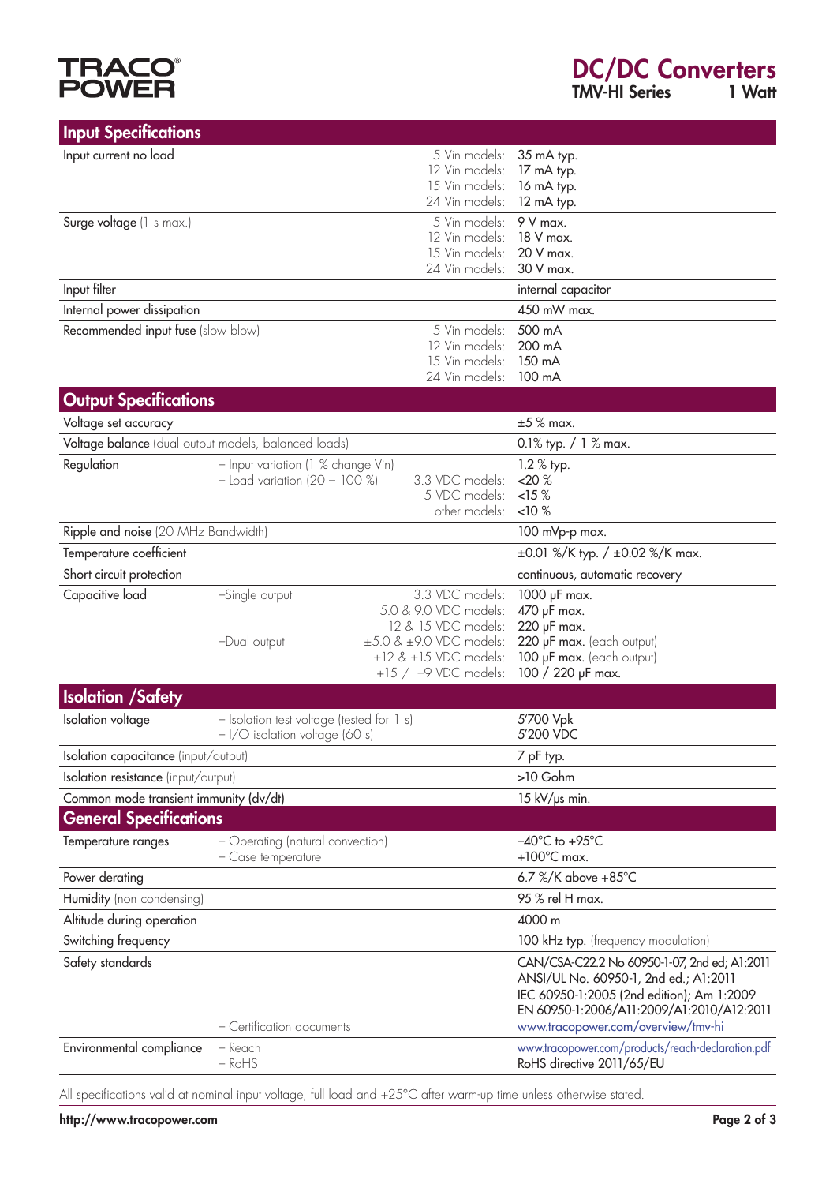## Input Specifications

| Parameter | Condition | Models | Value |
|---|---|---|---|
| Input current no load | | 5 Vin models:<br>12 Vin models:<br>15 Vin models:<br>24 Vin models: | 35 mA typ.<br>17 mA typ.<br>16 mA typ.<br>12 mA typ. |
| Surge voltage (1 s max.) | | 5 Vin models:<br>12 Vin models:<br>15 Vin models:<br>24 Vin models: | 9 V max.<br>18 V max.<br>20 V max.<br>30 V max. |
| Input filter | | | internal capacitor |
| Internal power dissipation | | | 450 mW max. |
| Recommended input fuse (slow blow) | | 5 Vin models:<br>12 Vin models:<br>15 Vin models:<br>24 Vin models: | 500 mA<br>200 mA<br>150 mA<br>100 mA |

## Output Specifications

| Parameter | Condition | Models | Value |
|---|---|---|---|
| Voltage set accuracy | | | ±5 % max. |
| Voltage balance (dual output models, balanced loads) | | | 0.1% typ. / 1 % max. |
| Regulation | – Input variation (1 % change Vin)<br>– Load variation (20 – 100 %) | <br>3.3 VDC models:<br>5 VDC models:<br>other models: | 1.2 % typ.<br><20 %<br><15 %<br><10 % |
| Ripple and noise (20 MHz Bandwidth) | | | 100 mVp-p max. |
| Temperature coefficient | | | ±0.01 %/K typ. / ±0.02 %/K max. |
| Short circuit protection | | | continuous, automatic recovery |
| Capacitive load | –Single output<br><br><br>–Dual output | 3.3 VDC models:<br>5.0 & 9.0 VDC models:<br>12 & 15 VDC models:<br>±5.0 & ±9.0 VDC models:<br>±12 & ±15 VDC models:<br>+15 / –9 VDC models: | 1000 µF max.<br>470 µF max.<br>220 µF max.<br>220 µF max. (each output)<br>100 µF max. (each output)<br>100 / 220 µF max. |

## Isolation /Safety

| Parameter | Condition | Value |
|---|---|---|
| Isolation voltage | – Isolation test voltage (tested for 1 s)<br>– I/O isolation voltage (60 s) | 5'700 Vpk<br>5'200 VDC |
| Isolation capacitance (input/output) | | 7 pF typ. |
| Isolation resistance (input/output) | | >10 Gohm |
| Common mode transient immunity (dv/dt) | | 15 kV/µs min. |

## General Specifications

| Parameter | Condition | Value |
|---|---|---|
| Temperature ranges | – Operating (natural convection)<br>– Case temperature | –40°C to +95°C<br>+100°C max. |
| Power derating | | 6.7 %/K above +85°C |
| Humidity (non condensing) | | 95 % rel H max. |
| Altitude during operation | | 4000 m |
| Switching frequency | | 100 kHz typ. (frequency modulation) |
| Safety standards | <br><br><br><br>– Certification documents | CAN/CSA-C22.2 No 60950-1-07, 2nd ed; A1:2011<br>ANSI/UL No. 60950-1, 2nd ed.; A1:2011<br>IEC 60950-1:2005 (2nd edition); Am 1:2009<br>EN 60950-1:2006/A11:2009/A1:2010/A12:2011<br>www.tracopower.com/overview/tmv-hi |
| Environmental compliance | – Reach<br>– RoHS | www.tracopower.com/products/reach-declaration.pdf<br>RoHS directive 2011/65/EU |

All specifications valid at nominal input voltage, full load and +25°C after warm-up time unless otherwise stated.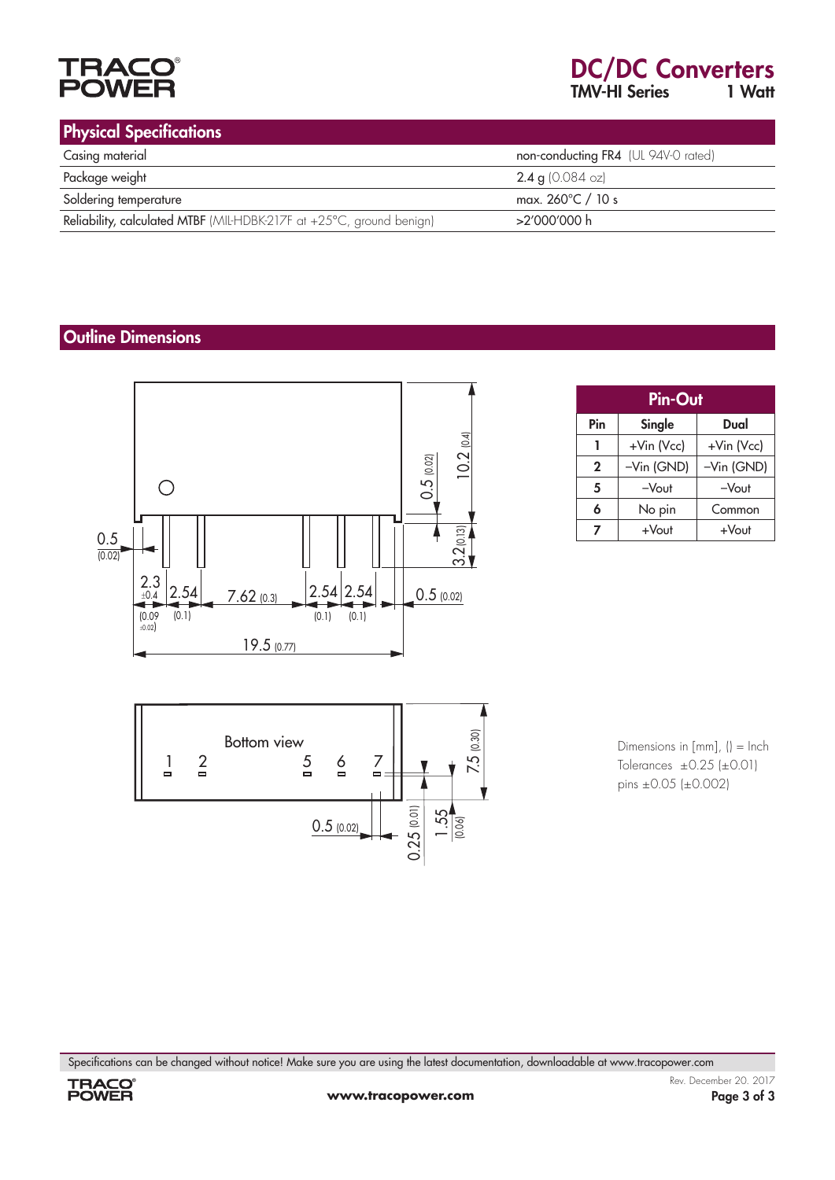## Physical Specifications

| | |
|---|---|
| Casing material | non-conducting FR4 (UL 94V-0 rated) |
| Package weight | 2.4 g (0.084 oz) |
| Soldering temperature | max. 260°C / 10 s |
| Reliability, calculated MTBF (MIL-HDBK-217F at +25°C, ground benign) | >2'000'000 h |

## Outline Dimensions

0.5 (0.02)
2.3 ±0.4 (0.09 ±0.02)
2.54 (0.1)
7.62 (0.3)
2.54 (0.1)
2.54 (0.1)
0.5 (0.02)
19.5 (0.77)
0.5 (0.02)
10.2 (0.4)
3.2 (0.13)

Bottom view
1 2 5 6 7
0.5 (0.02)
0.25 (0.01)
1.55 (0.06)
7.5 (0.30)

| Pin-Out | | |
|---|---|---|
| **Pin** | **Single** | **Dual** |
| **1** | +Vin (Vcc) | +Vin (Vcc) |
| **2** | –Vin (GND) | –Vin (GND) |
| **5** | –Vout | –Vout |
| **6** | No pin | Common |
| **7** | +Vout | +Vout |

Dimensions in [mm], () = Inch
Tolerances ±0.25 (±0.01)
pins ±0.05 (±0.002)

Specifications can be changed without notice! Make sure you are using the latest documentation, downloadable at www.tracopower.com

Rev. December 20. 2017